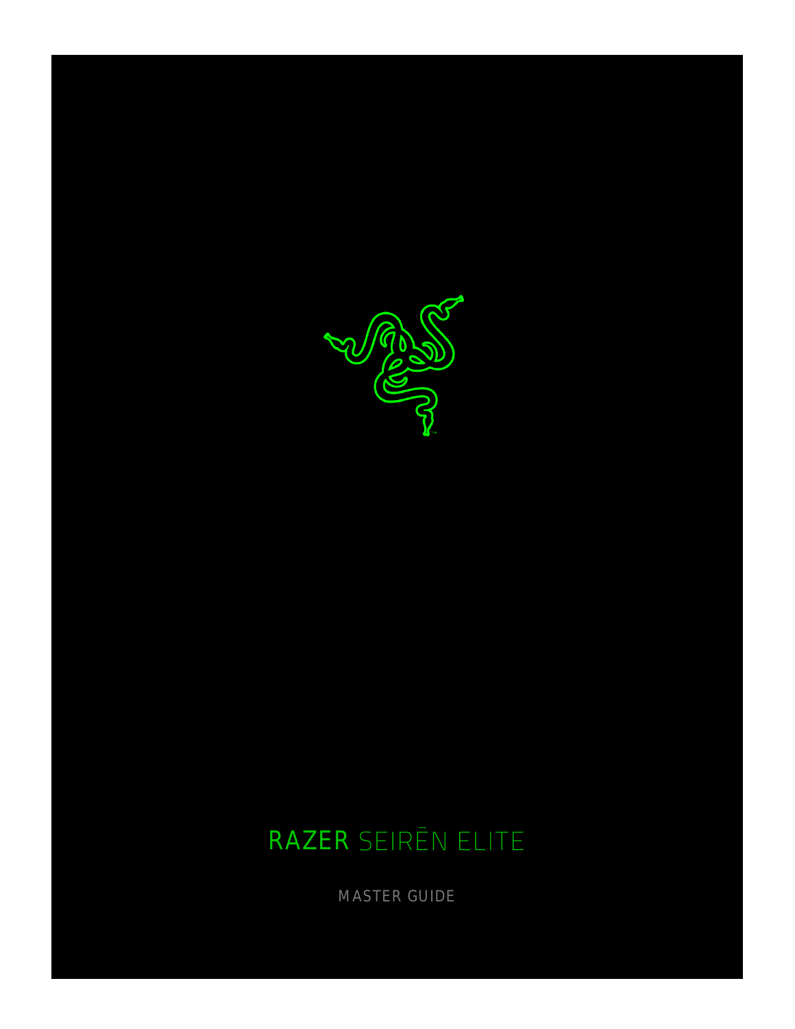# RAZER SEIRĒN ELITE

MASTER GUIDE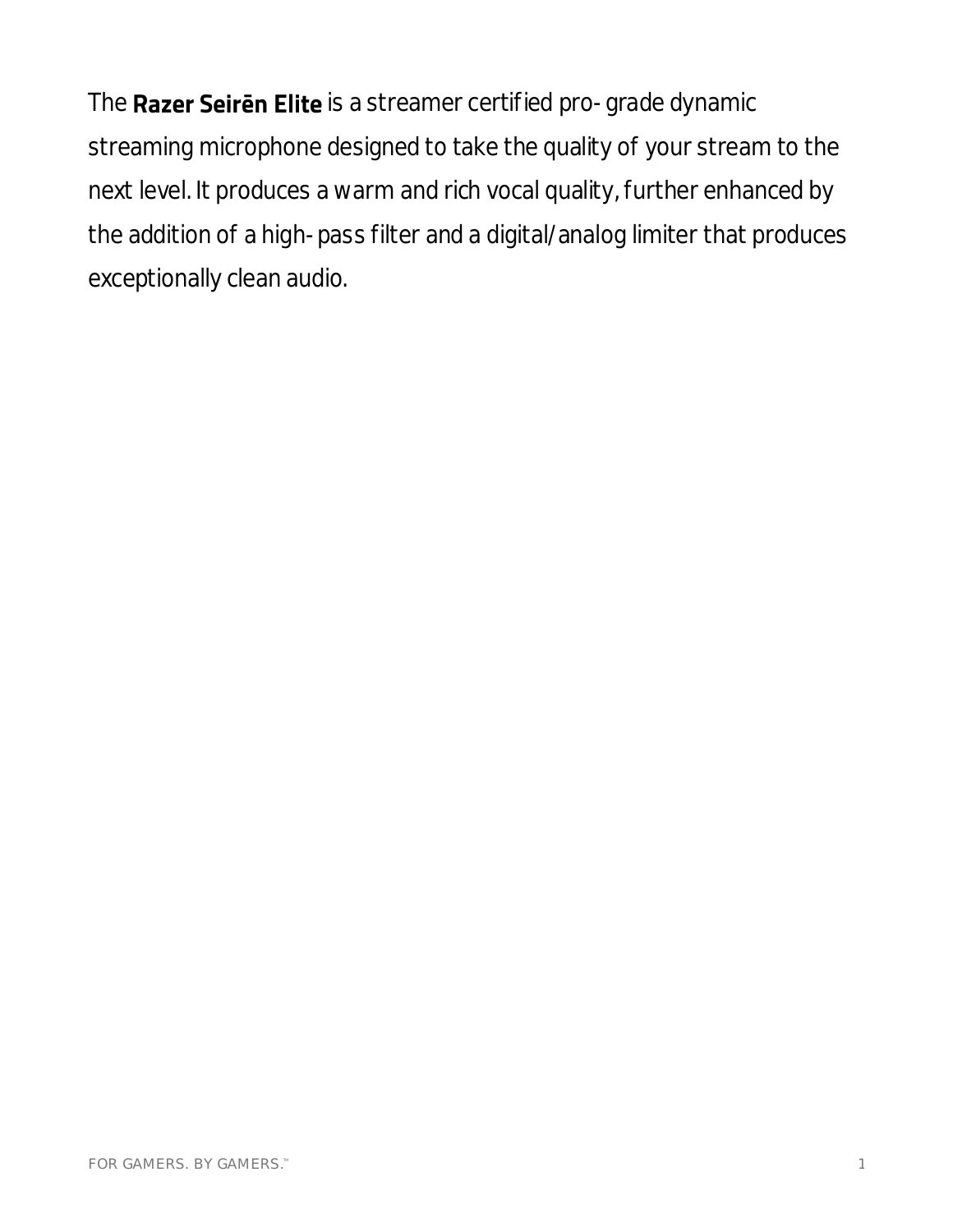The **Razer Seirēn Elite** is a streamer certified pro-grade dynamic streaming microphone designed to take the quality of your stream to the next level. It produces a warm and rich vocal quality, further enhanced by the addition of a high-pass filter and a digital/analog limiter that produces exceptionally clean audio.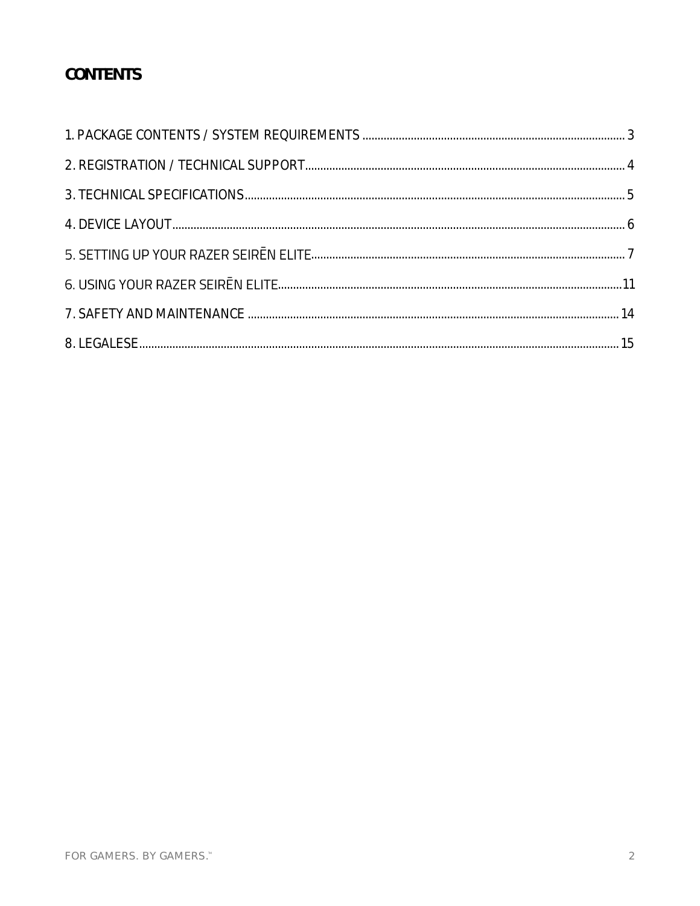## CONTENTS

1. PACKAGE CONTENTS / SYSTEM REQUIREMENTS ........ 3
2. REGISTRATION / TECHNICAL SUPPORT........ 4
3. TECHNICAL SPECIFICATIONS........ 5
4. DEVICE LAYOUT........ 6
5. SETTING UP YOUR RAZER SEIRĒN ELITE........ 7
6. USING YOUR RAZER SEIRĒN ELITE........ 11
7. SAFETY AND MAINTENANCE ........ 14
8. LEGALESE........ 15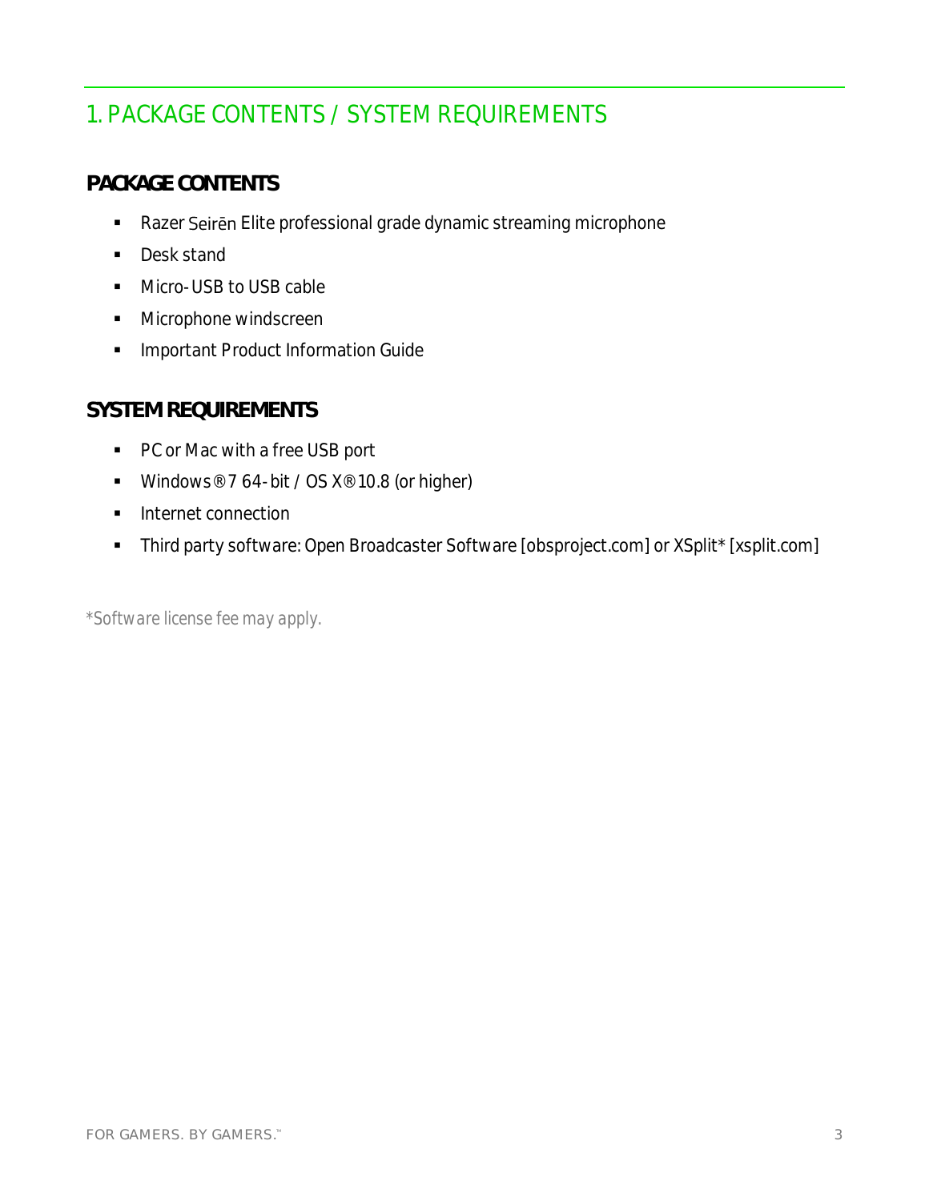# 1. PACKAGE CONTENTS / SYSTEM REQUIREMENTS

## PACKAGE CONTENTS

- Razer Seirēn Elite professional grade dynamic streaming microphone
- Desk stand
- Micro-USB to USB cable
- Microphone windscreen
- Important Product Information Guide

## SYSTEM REQUIREMENTS

- PC or Mac with a free USB port
- Windows® 7 64-bit / OS X® 10.8 (or higher)
- Internet connection
- Third party software: Open Broadcaster Software [obsproject.com] or XSplit* [xsplit.com]

*\*Software license fee may apply.*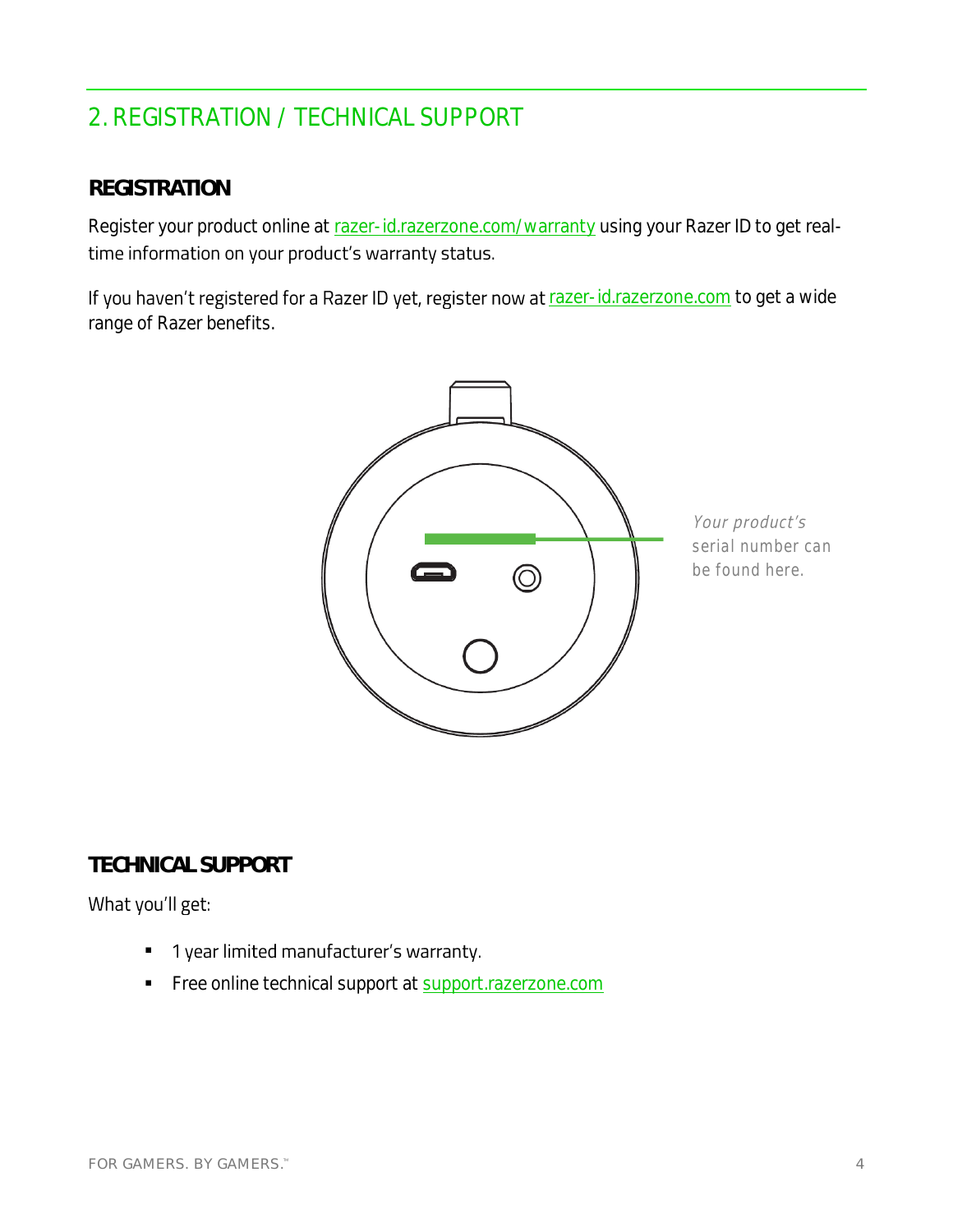## 2. REGISTRATION / TECHNICAL SUPPORT

### REGISTRATION

Register your product online at razer-id.razerzone.com/warranty using your Razer ID to get real-time information on your product's warranty status.

If you haven't registered for a Razer ID yet, register now at razer-id.razerzone.com to get a wide range of Razer benefits.

*Your product's serial number can be found here.*

### TECHNICAL SUPPORT

What you'll get:

- 1 year limited manufacturer's warranty.
- Free online technical support at support.razerzone.com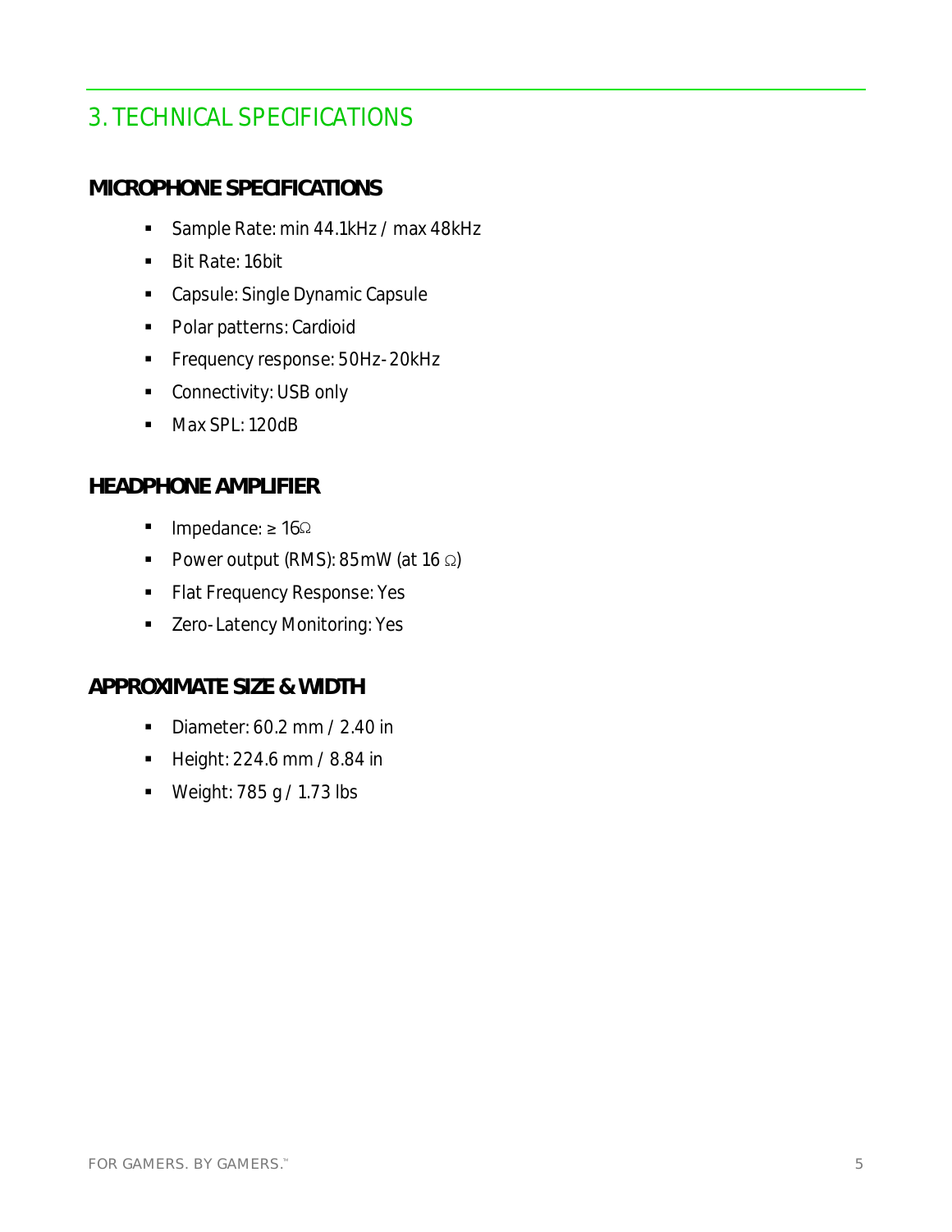# 3. TECHNICAL SPECIFICATIONS

## MICROPHONE SPECIFICATIONS

- Sample Rate: min 44.1kHz / max 48kHz
- Bit Rate: 16bit
- Capsule: Single Dynamic Capsule
- Polar patterns: Cardioid
- Frequency response: 50Hz- 20kHz
- Connectivity: USB only
- Max SPL: 120dB

## HEADPHONE AMPLIFIER

- Impedance: ≥ 16Ω
- Power output (RMS): 85mW (at 16 Ω)
- Flat Frequency Response: Yes
- Zero- Latency Monitoring: Yes

## APPROXIMATE SIZE & WIDTH

- Diameter: 60.2 mm / 2.40 in
- Height: 224.6 mm / 8.84 in
- Weight: 785 g / 1.73 lbs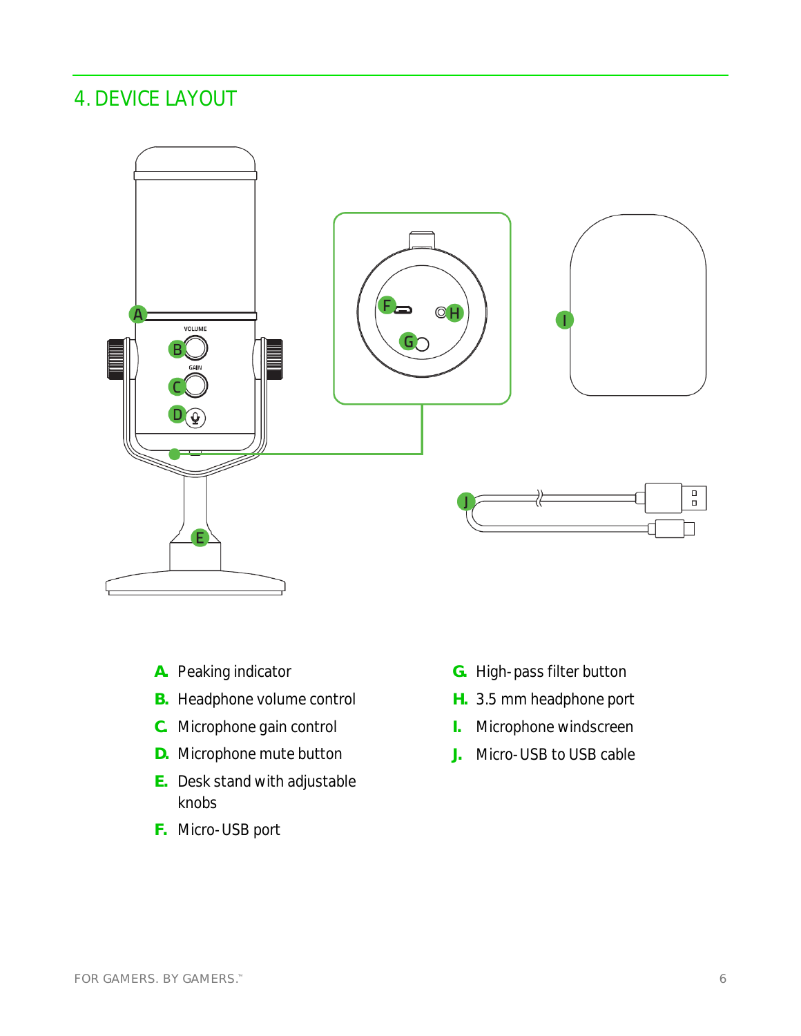# 4. DEVICE LAYOUT

- **A.** Peaking indicator
- **B.** Headphone volume control
- **C.** Microphone gain control
- **D.** Microphone mute button
- **E.** Desk stand with adjustable knobs
- **F.** Micro-USB port
- **G.** High-pass filter button
- **H.** 3.5 mm headphone port
- **I.** Microphone windscreen
- **J.** Micro-USB to USB cable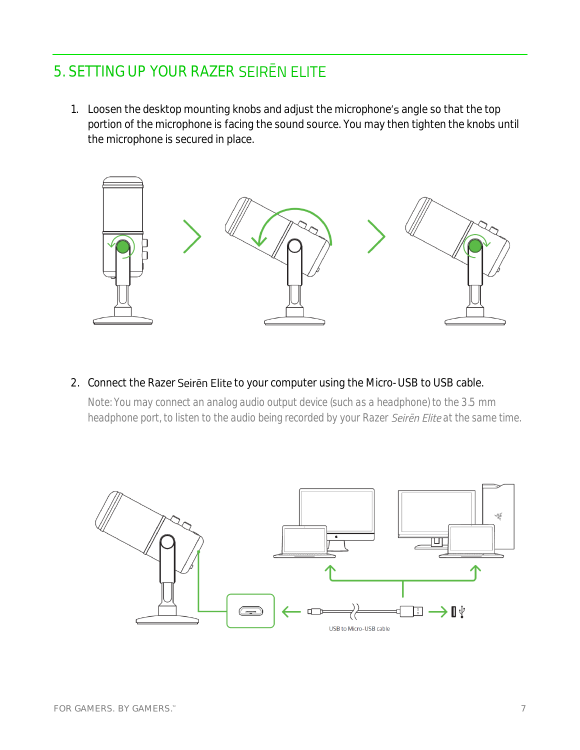## 5. SETTING UP YOUR RAZER SEIRĒN ELITE

1. Loosen the desktop mounting knobs and adjust the microphone's angle so that the top portion of the microphone is facing the sound source. You may then tighten the knobs until the microphone is secured in place.

2. Connect the Razer Seirēn Elite to your computer using the Micro-USB to USB cable.

   Note: You may connect an analog audio output device (such as a headphone) to the 3.5 mm headphone port, to listen to the audio being recorded by your Razer *Seirēn Elite* at the same time.

USB to Micro-USB cable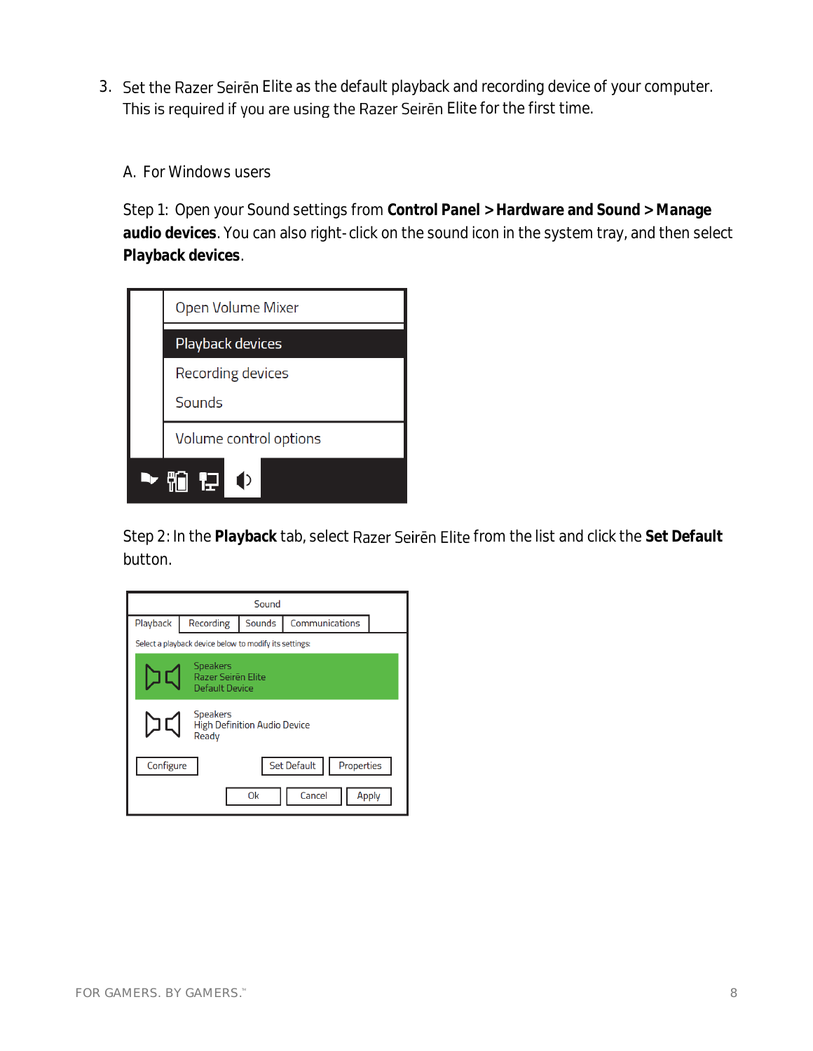3. Set the Razer Seirēn Elite as the default playback and recording device of your computer. This is required if you are using the Razer Seirēn Elite for the first time.

A. For Windows users

Step 1: Open your Sound settings from **Control Panel > Hardware and Sound > Manage audio devices**. You can also right-click on the sound icon in the system tray, and then select **Playback devices**.

Step 2: In the **Playback** tab, select Razer Seirēn Elite from the list and click the **Set Default** button.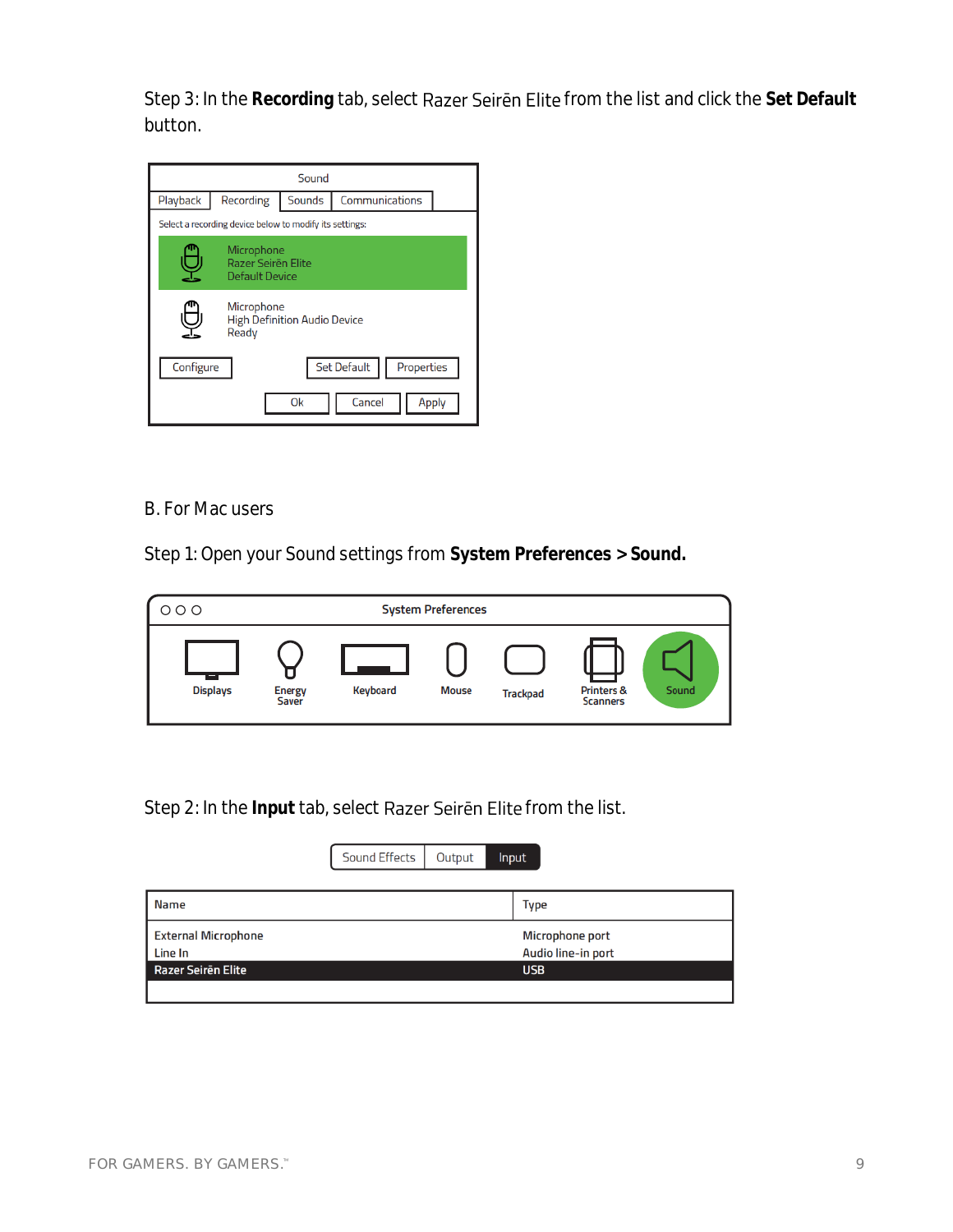Step 3: In the **Recording** tab, select Razer Seirēn Elite from the list and click the **Set Default** button.

B. For Mac users

Step 1: Open your Sound settings from **System Preferences > Sound.**

Step 2: In the **Input** tab, select Razer Seirēn Elite from the list.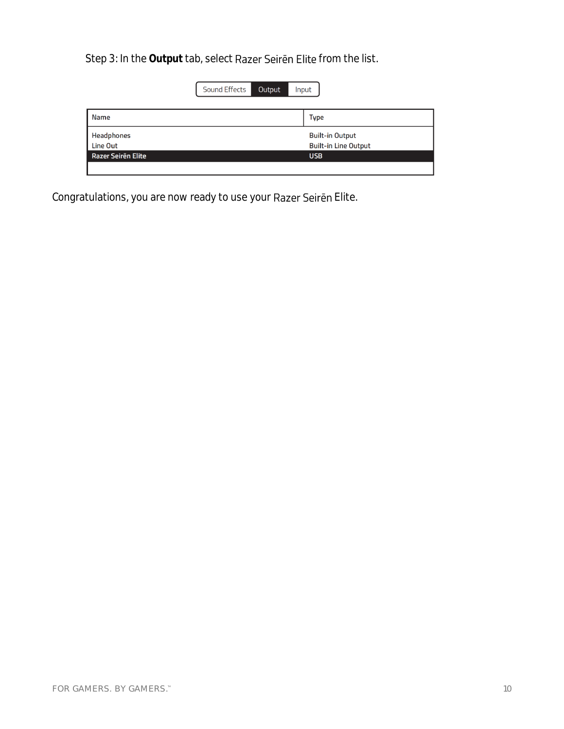Step 3: In the **Output** tab, select Razer Seirēn Elite from the list.

Sound Effects | Output | Input

| Name | Type |
| --- | --- |
| Headphones | Built-in Output |
| Line Out | Built-in Line Output |
| Razer Seirēn Elite | USB |

Congratulations, you are now ready to use your Razer Seirēn Elite.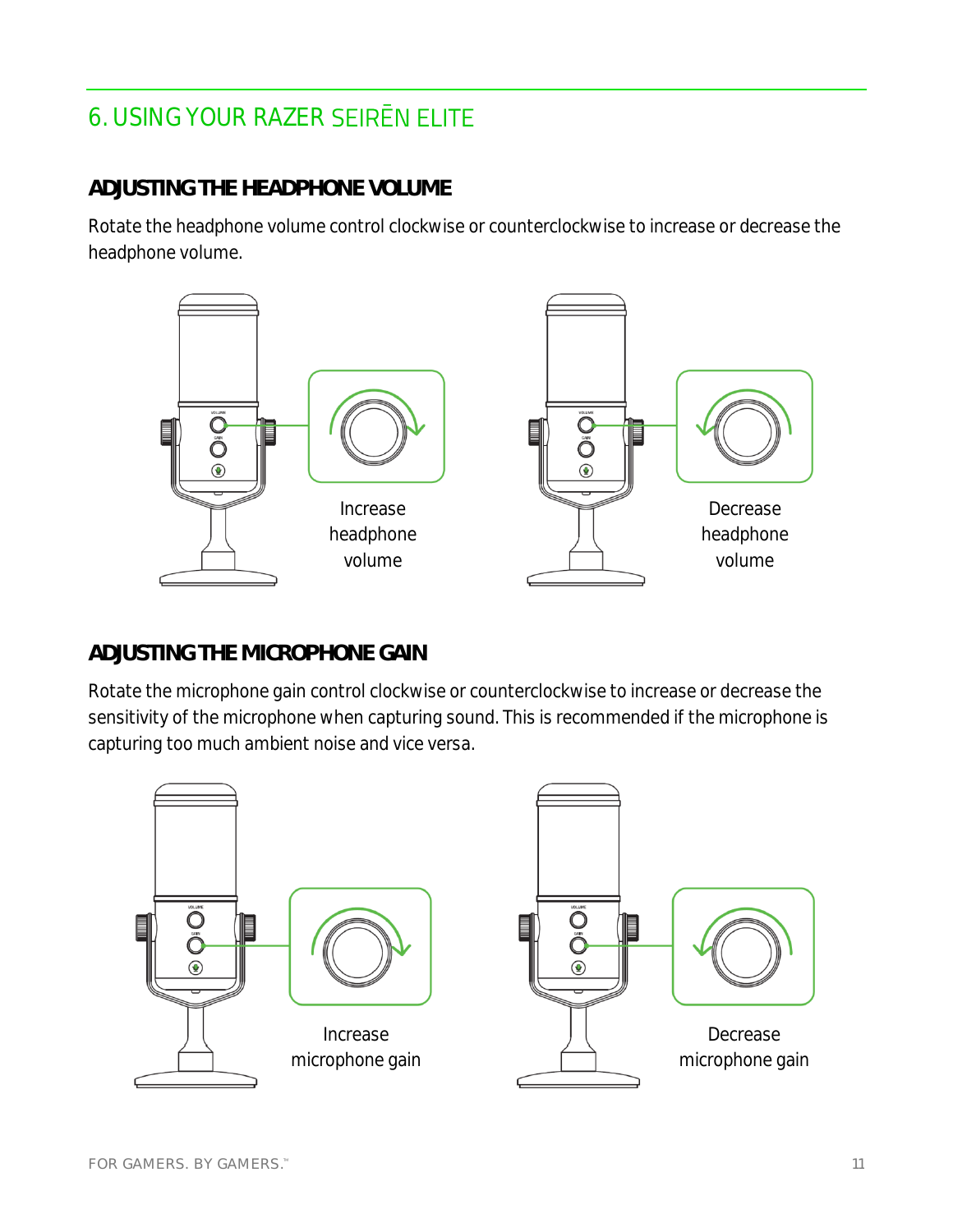# 6. USING YOUR RAZER SEIRĒN ELITE

## ADJUSTING THE HEADPHONE VOLUME

Rotate the headphone volume control clockwise or counterclockwise to increase or decrease the headphone volume.

Increase headphone volume

Decrease headphone volume

## ADJUSTING THE MICROPHONE GAIN

Rotate the microphone gain control clockwise or counterclockwise to increase or decrease the sensitivity of the microphone when capturing sound. This is recommended if the microphone is capturing too much ambient noise and vice versa.

Increase microphone gain

Decrease microphone gain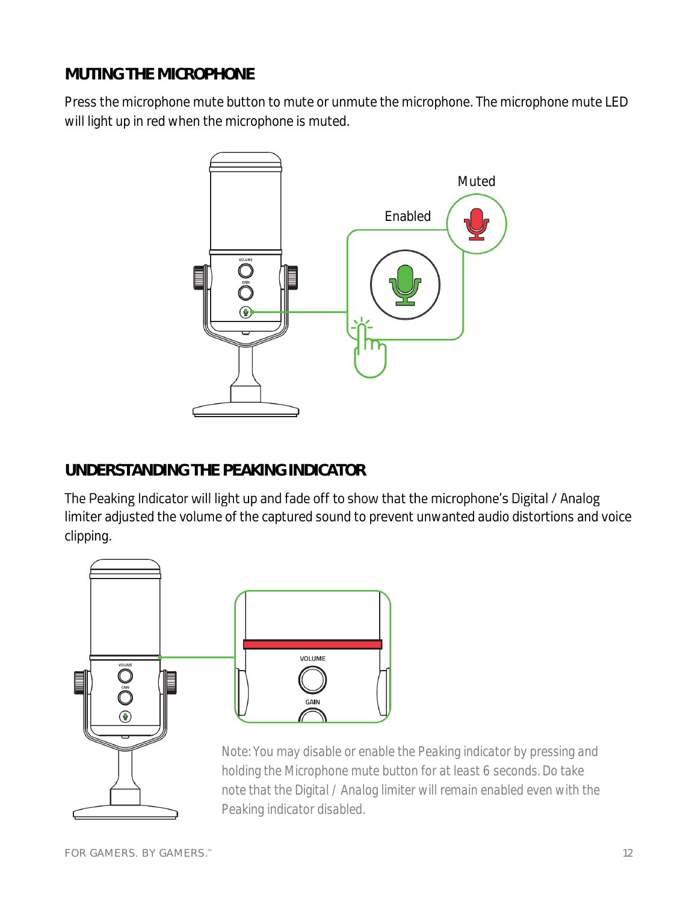## MUTING THE MICROPHONE

Press the microphone mute button to mute or unmute the microphone. The microphone mute LED will light up in red when the microphone is muted.

## UNDERSTANDING THE PEAKING INDICATOR

The Peaking Indicator will light up and fade off to show that the microphone's Digital / Analog limiter adjusted the volume of the captured sound to prevent unwanted audio distortions and voice clipping.

Note: You may disable or enable the Peaking indicator by pressing and holding the Microphone mute button for at least 6 seconds. Do take note that the Digital / Analog limiter will remain enabled even with the Peaking indicator disabled.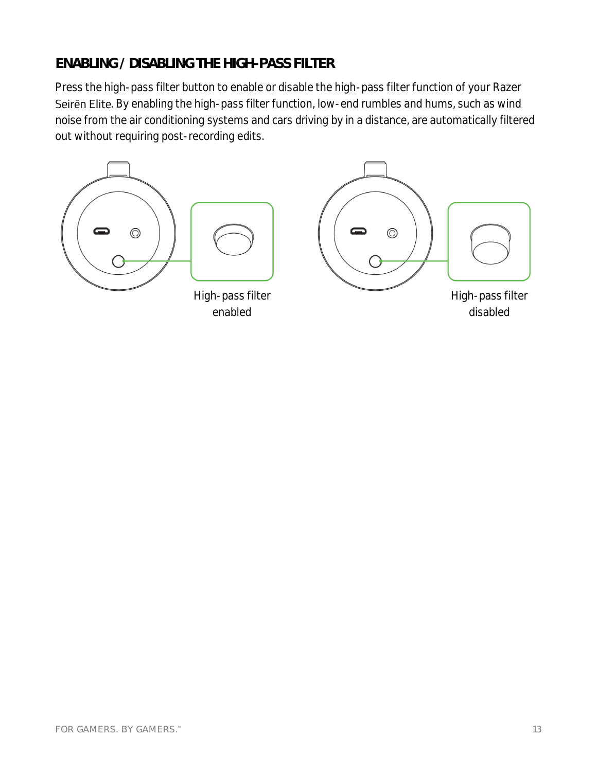## ENABLING / DISABLING THE HIGH-PASS FILTER

Press the high-pass filter button to enable or disable the high-pass filter function of your Razer Seirēn Elite. By enabling the high-pass filter function, low-end rumbles and hums, such as wind noise from the air conditioning systems and cars driving by in a distance, are automatically filtered out without requiring post-recording edits.

High-pass filter enabled

High-pass filter disabled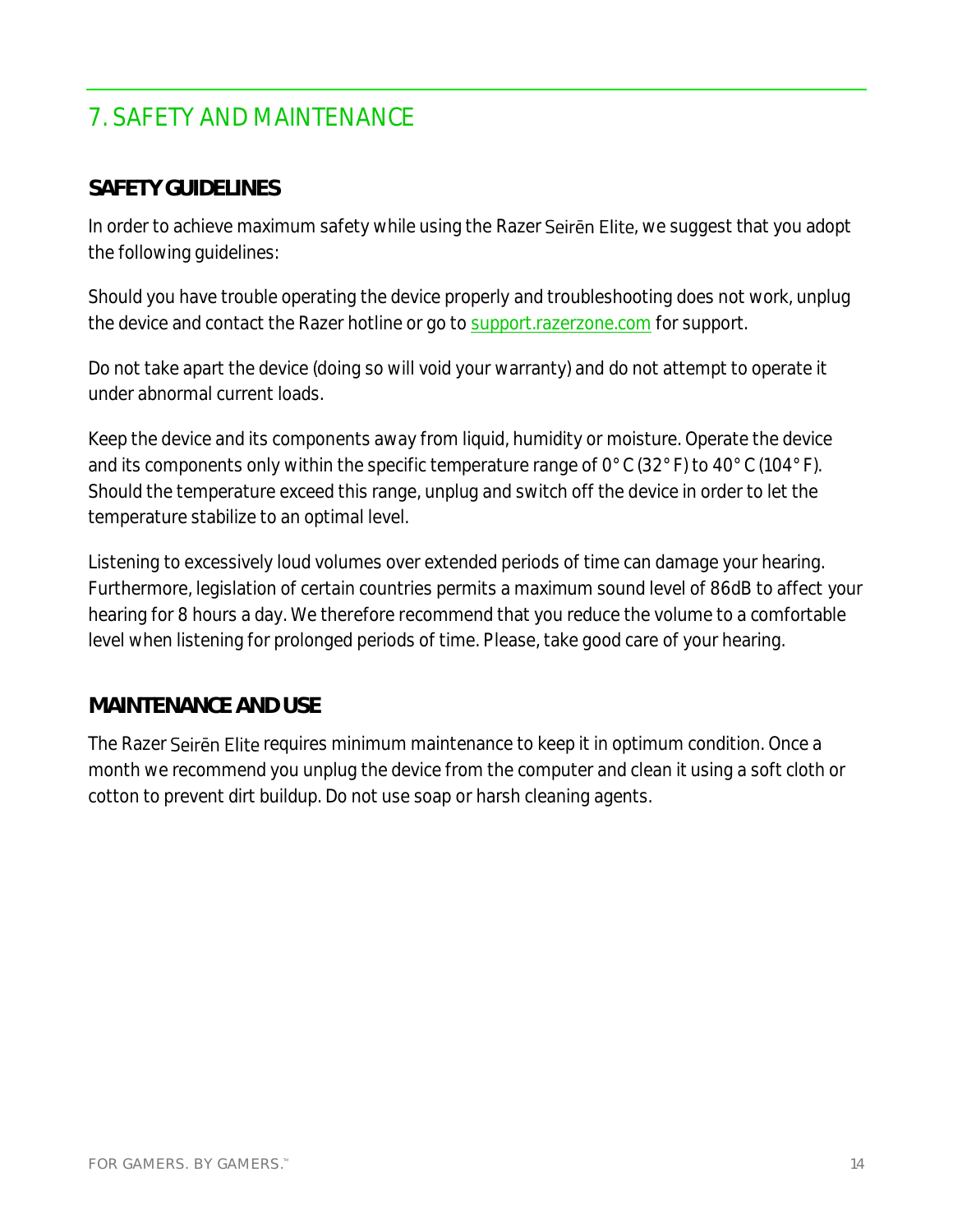# 7. SAFETY AND MAINTENANCE

## SAFETY GUIDELINES

In order to achieve maximum safety while using the Razer Seirēn Elite, we suggest that you adopt the following guidelines:

Should you have trouble operating the device properly and troubleshooting does not work, unplug the device and contact the Razer hotline or go to support.razerzone.com for support.

Do not take apart the device (doing so will void your warranty) and do not attempt to operate it under abnormal current loads.

Keep the device and its components away from liquid, humidity or moisture. Operate the device and its components only within the specific temperature range of 0° C (32° F) to 40° C (104° F). Should the temperature exceed this range, unplug and switch off the device in order to let the temperature stabilize to an optimal level.

Listening to excessively loud volumes over extended periods of time can damage your hearing. Furthermore, legislation of certain countries permits a maximum sound level of 86dB to affect your hearing for 8 hours a day. We therefore recommend that you reduce the volume to a comfortable level when listening for prolonged periods of time. Please, take good care of your hearing.

## MAINTENANCE AND USE

The Razer Seirēn Elite requires minimum maintenance to keep it in optimum condition. Once a month we recommend you unplug the device from the computer and clean it using a soft cloth or cotton to prevent dirt buildup. Do not use soap or harsh cleaning agents.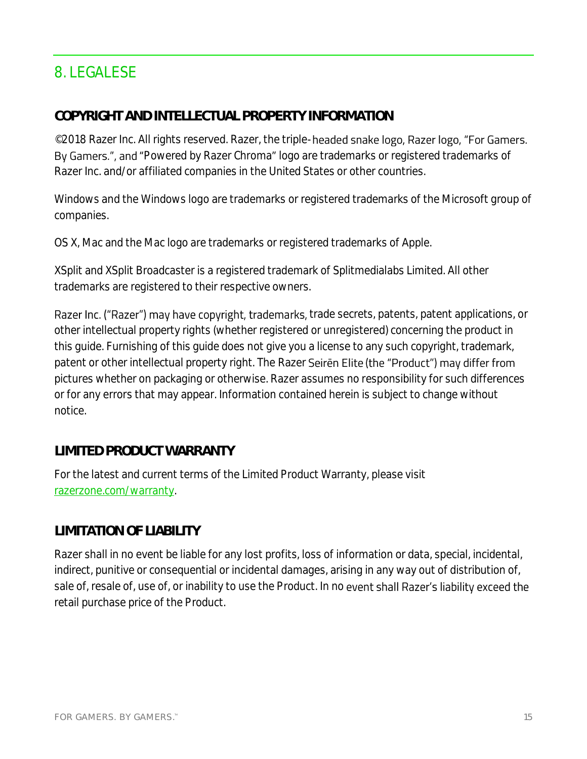## 8. LEGALESE

### COPYRIGHT AND INTELLECTUAL PROPERTY INFORMATION

©2018 Razer Inc. All rights reserved. Razer, the triple-headed snake logo, Razer logo, "For Gamers. By Gamers.", and "Powered by Razer Chroma" logo are trademarks or registered trademarks of Razer Inc. and/or affiliated companies in the United States or other countries.

Windows and the Windows logo are trademarks or registered trademarks of the Microsoft group of companies.

OS X, Mac and the Mac logo are trademarks or registered trademarks of Apple.

XSplit and XSplit Broadcaster is a registered trademark of Splitmedialabs Limited. All other trademarks are registered to their respective owners.

Razer Inc. ("Razer") may have copyright, trademarks, trade secrets, patents, patent applications, or other intellectual property rights (whether registered or unregistered) concerning the product in this guide. Furnishing of this guide does not give you a license to any such copyright, trademark, patent or other intellectual property right. The Razer Seirēn Elite (the "Product") may differ from pictures whether on packaging or otherwise. Razer assumes no responsibility for such differences or for any errors that may appear. Information contained herein is subject to change without notice.

### LIMITED PRODUCT WARRANTY

For the latest and current terms of the Limited Product Warranty, please visit [razerzone.com/warranty](razerzone.com/warranty).

### LIMITATION OF LIABILITY

Razer shall in no event be liable for any lost profits, loss of information or data, special, incidental, indirect, punitive or consequential or incidental damages, arising in any way out of distribution of, sale of, resale of, use of, or inability to use the Product. In no event shall Razer's liability exceed the retail purchase price of the Product.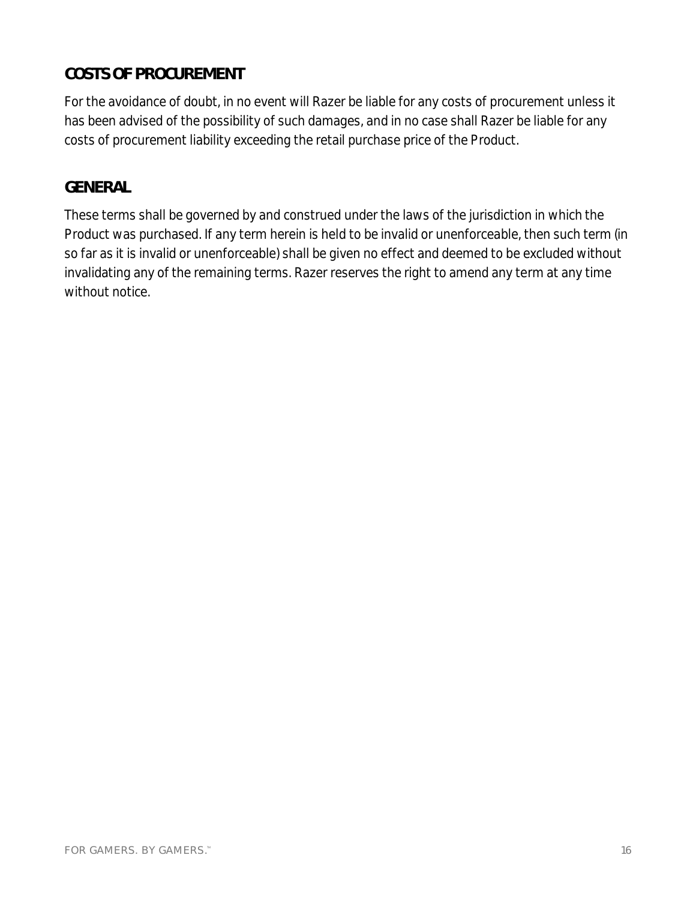## COSTS OF PROCUREMENT

For the avoidance of doubt, in no event will Razer be liable for any costs of procurement unless it has been advised of the possibility of such damages, and in no case shall Razer be liable for any costs of procurement liability exceeding the retail purchase price of the Product.

## GENERAL

These terms shall be governed by and construed under the laws of the jurisdiction in which the Product was purchased. If any term herein is held to be invalid or unenforceable, then such term (in so far as it is invalid or unenforceable) shall be given no effect and deemed to be excluded without invalidating any of the remaining terms. Razer reserves the right to amend any term at any time without notice.